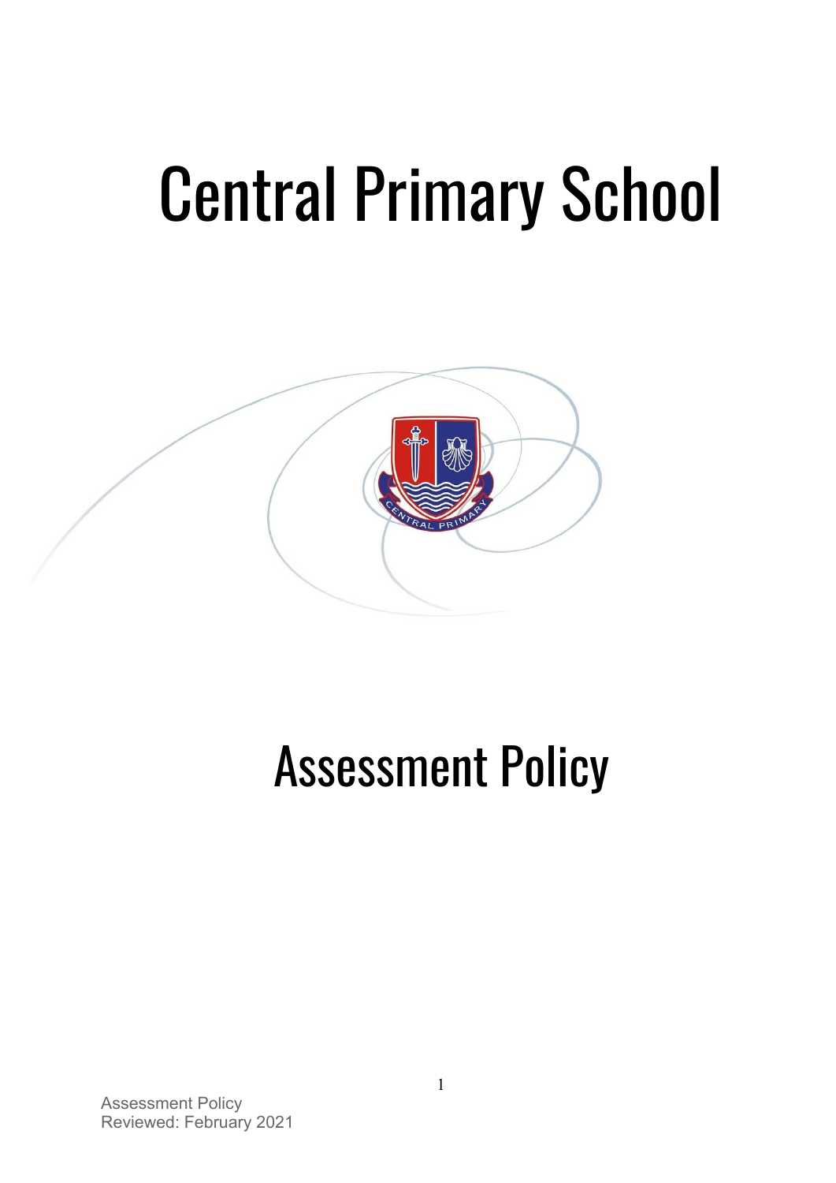# Central Primary School

# Assessment Policy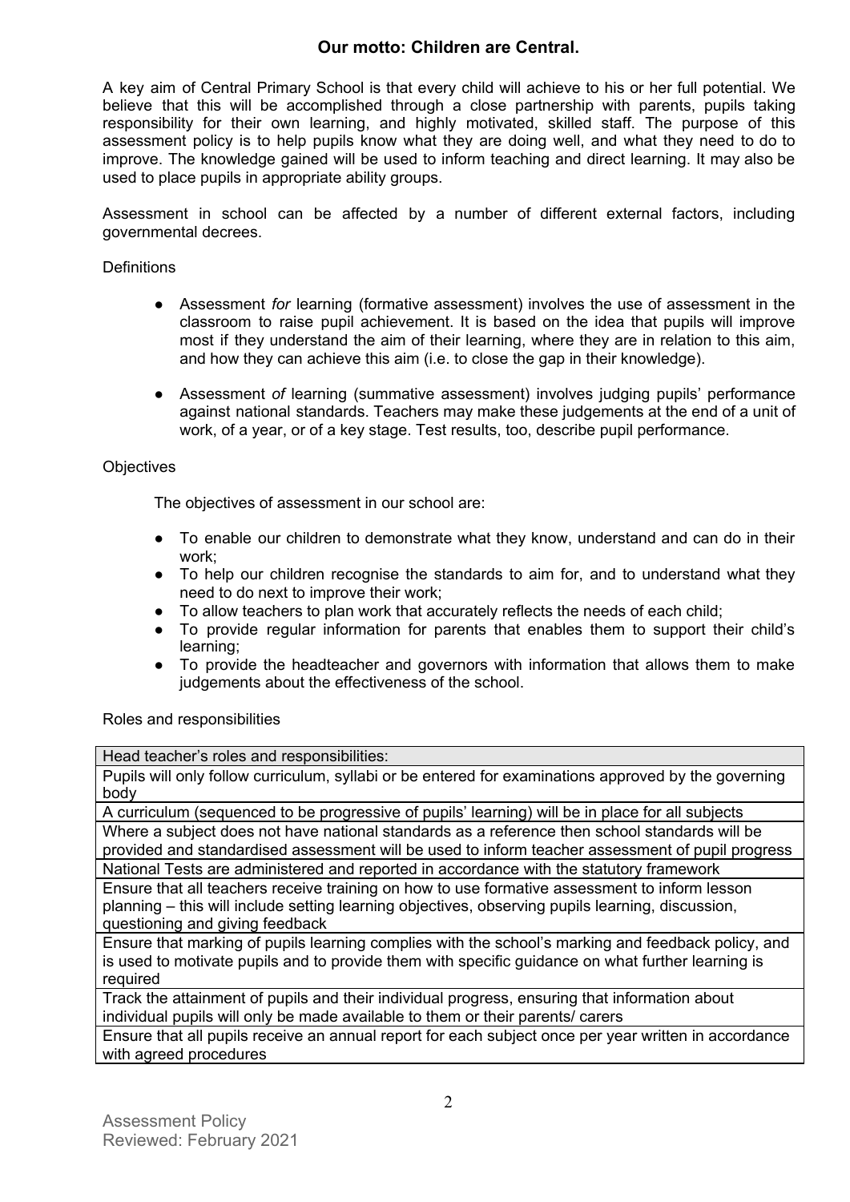**Our motto: Children are Central.**

A key aim of Central Primary School is that every child will achieve to his or her full potential. We believe that this will be accomplished through a close partnership with parents, pupils taking responsibility for their own learning, and highly motivated, skilled staff. The purpose of this assessment policy is to help pupils know what they are doing well, and what they need to do to improve. The knowledge gained will be used to inform teaching and direct learning. It may also be used to place pupils in appropriate ability groups.

Assessment in school can be affected by a number of different external factors, including governmental decrees.

Definitions

- Assessment *for* learning (formative assessment) involves the use of assessment in the classroom to raise pupil achievement. It is based on the idea that pupils will improve most if they understand the aim of their learning, where they are in relation to this aim, and how they can achieve this aim (i.e. to close the gap in their knowledge).
- Assessment *of* learning (summative assessment) involves judging pupils' performance against national standards. Teachers may make these judgements at the end of a unit of work, of a year, or of a key stage. Test results, too, describe pupil performance.

Objectives

The objectives of assessment in our school are:

- To enable our children to demonstrate what they know, understand and can do in their work;
- To help our children recognise the standards to aim for, and to understand what they need to do next to improve their work;
- To allow teachers to plan work that accurately reflects the needs of each child;
- To provide regular information for parents that enables them to support their child's learning;
- To provide the headteacher and governors with information that allows them to make judgements about the effectiveness of the school.

Roles and responsibilities

| Head teacher's roles and responsibilities: |
|---|
| Pupils will only follow curriculum, syllabi or be entered for examinations approved by the governing body |
| A curriculum (sequenced to be progressive of pupils' learning) will be in place for all subjects |
| Where a subject does not have national standards as a reference then school standards will be provided and standardised assessment will be used to inform teacher assessment of pupil progress |
| National Tests are administered and reported in accordance with the statutory framework |
| Ensure that all teachers receive training on how to use formative assessment to inform lesson planning – this will include setting learning objectives, observing pupils learning, discussion, questioning and giving feedback |
| Ensure that marking of pupils learning complies with the school's marking and feedback policy, and is used to motivate pupils and to provide them with specific guidance on what further learning is required |
| Track the attainment of pupils and their individual progress, ensuring that information about individual pupils will only be made available to them or their parents/ carers |
| Ensure that all pupils receive an annual report for each subject once per year written in accordance with agreed procedures |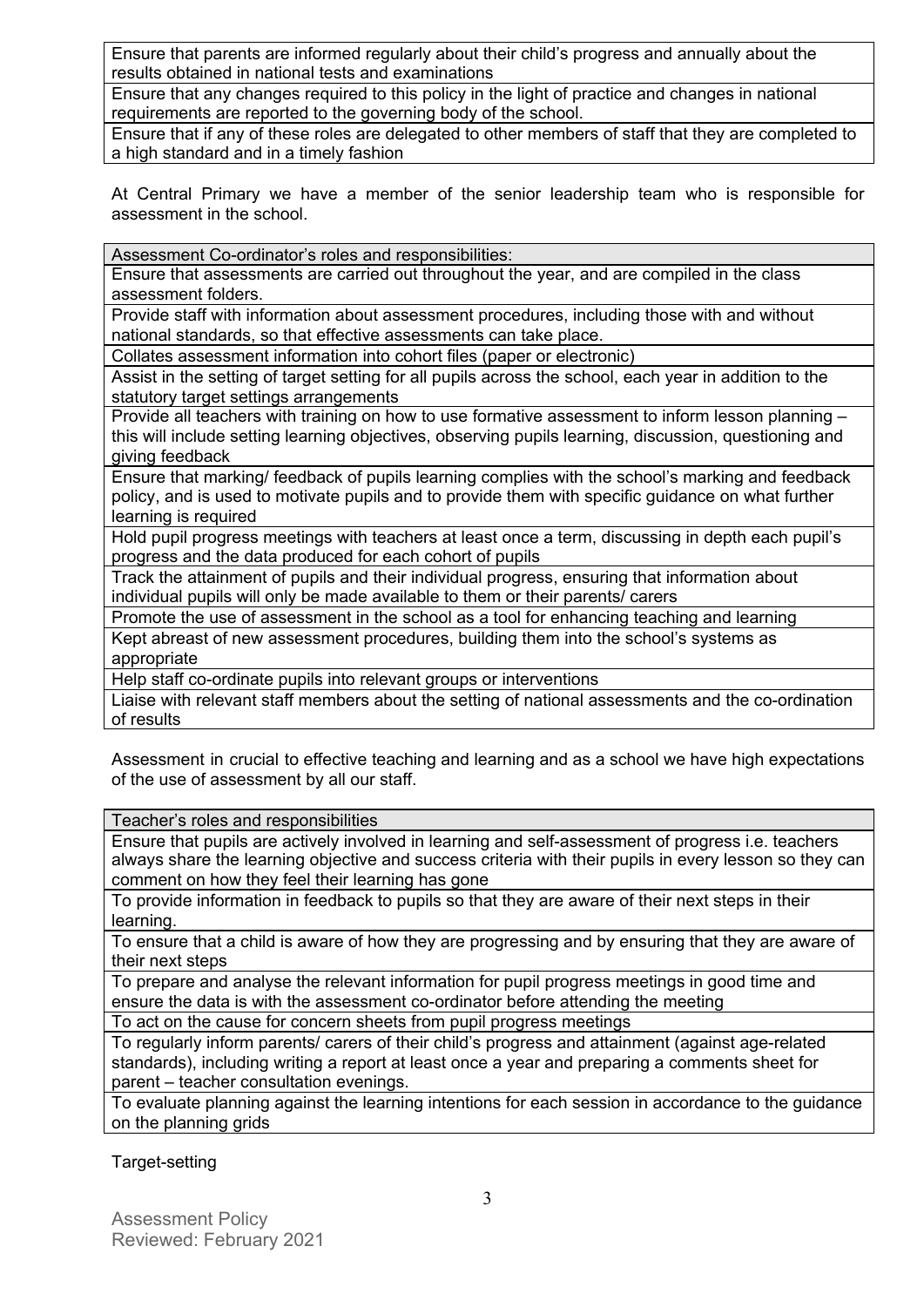| |
|---|
| Ensure that parents are informed regularly about their child's progress and annually about the results obtained in national tests and examinations |
| Ensure that any changes required to this policy in the light of practice and changes in national requirements are reported to the governing body of the school. |
| Ensure that if any of these roles are delegated to other members of staff that they are completed to a high standard and in a timely fashion |

At Central Primary we have a member of the senior leadership team who is responsible for assessment in the school.

| Assessment Co-ordinator's roles and responsibilities: |
|---|
| Ensure that assessments are carried out throughout the year, and are compiled in the class assessment folders. |
| Provide staff with information about assessment procedures, including those with and without national standards, so that effective assessments can take place. |
| Collates assessment information into cohort files (paper or electronic) |
| Assist in the setting of target setting for all pupils across the school, each year in addition to the statutory target settings arrangements |
| Provide all teachers with training on how to use formative assessment to inform lesson planning – this will include setting learning objectives, observing pupils learning, discussion, questioning and giving feedback |
| Ensure that marking/ feedback of pupils learning complies with the school's marking and feedback policy, and is used to motivate pupils and to provide them with specific guidance on what further learning is required |
| Hold pupil progress meetings with teachers at least once a term, discussing in depth each pupil's progress and the data produced for each cohort of pupils |
| Track the attainment of pupils and their individual progress, ensuring that information about individual pupils will only be made available to them or their parents/ carers |
| Promote the use of assessment in the school as a tool for enhancing teaching and learning |
| Kept abreast of new assessment procedures, building them into the school's systems as appropriate |
| Help staff co-ordinate pupils into relevant groups or interventions |
| Liaise with relevant staff members about the setting of national assessments and the co-ordination of results |

Assessment in crucial to effective teaching and learning and as a school we have high expectations of the use of assessment by all our staff.

| Teacher's roles and responsibilities |
|---|
| Ensure that pupils are actively involved in learning and self-assessment of progress i.e. teachers always share the learning objective and success criteria with their pupils in every lesson so they can comment on how they feel their learning has gone |
| To provide information in feedback to pupils so that they are aware of their next steps in their learning. |
| To ensure that a child is aware of how they are progressing and by ensuring that they are aware of their next steps |
| To prepare and analyse the relevant information for pupil progress meetings in good time and ensure the data is with the assessment co-ordinator before attending the meeting |
| To act on the cause for concern sheets from pupil progress meetings |
| To regularly inform parents/ carers of their child's progress and attainment (against age-related standards), including writing a report at least once a year and preparing a comments sheet for parent – teacher consultation evenings. |
| To evaluate planning against the learning intentions for each session in accordance to the guidance on the planning grids |

Target-setting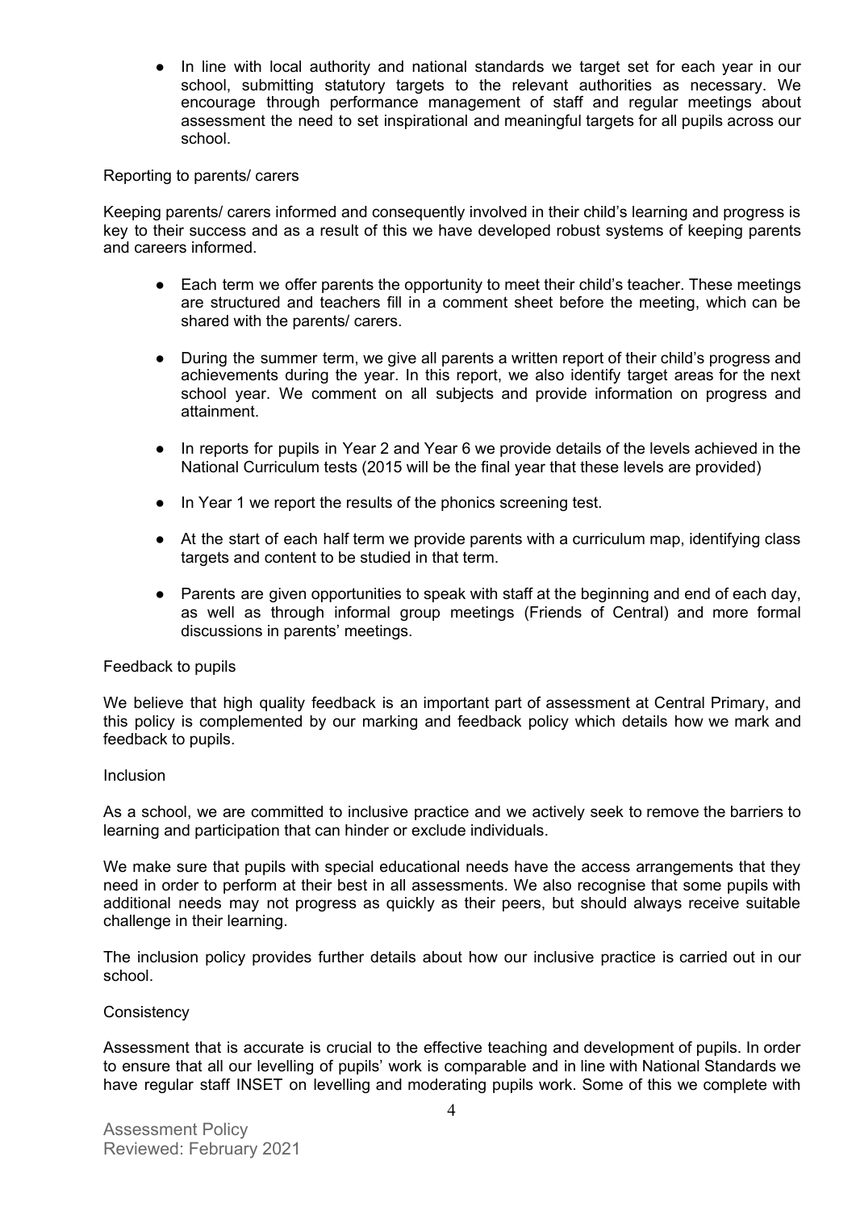- In line with local authority and national standards we target set for each year in our school, submitting statutory targets to the relevant authorities as necessary. We encourage through performance management of staff and regular meetings about assessment the need to set inspirational and meaningful targets for all pupils across our school.

## Reporting to parents/ carers

Keeping parents/ carers informed and consequently involved in their child's learning and progress is key to their success and as a result of this we have developed robust systems of keeping parents and careers informed.

- Each term we offer parents the opportunity to meet their child's teacher. These meetings are structured and teachers fill in a comment sheet before the meeting, which can be shared with the parents/ carers.
- During the summer term, we give all parents a written report of their child's progress and achievements during the year. In this report, we also identify target areas for the next school year. We comment on all subjects and provide information on progress and attainment.
- In reports for pupils in Year 2 and Year 6 we provide details of the levels achieved in the National Curriculum tests (2015 will be the final year that these levels are provided)
- In Year 1 we report the results of the phonics screening test.
- At the start of each half term we provide parents with a curriculum map, identifying class targets and content to be studied in that term.
- Parents are given opportunities to speak with staff at the beginning and end of each day, as well as through informal group meetings (Friends of Central) and more formal discussions in parents' meetings.

## Feedback to pupils

We believe that high quality feedback is an important part of assessment at Central Primary, and this policy is complemented by our marking and feedback policy which details how we mark and feedback to pupils.

## Inclusion

As a school, we are committed to inclusive practice and we actively seek to remove the barriers to learning and participation that can hinder or exclude individuals.

We make sure that pupils with special educational needs have the access arrangements that they need in order to perform at their best in all assessments. We also recognise that some pupils with additional needs may not progress as quickly as their peers, but should always receive suitable challenge in their learning.

The inclusion policy provides further details about how our inclusive practice is carried out in our school.

## Consistency

Assessment that is accurate is crucial to the effective teaching and development of pupils. In order to ensure that all our levelling of pupils' work is comparable and in line with National Standards we have regular staff INSET on levelling and moderating pupils work. Some of this we complete with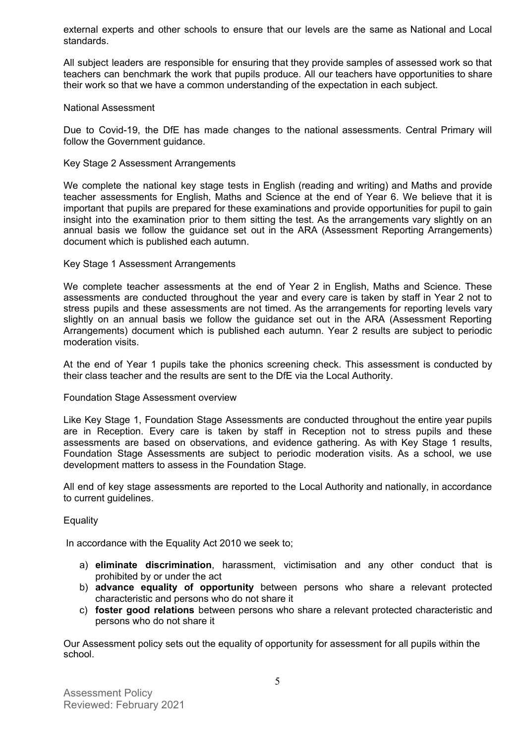external experts and other schools to ensure that our levels are the same as National and Local standards.

All subject leaders are responsible for ensuring that they provide samples of assessed work so that teachers can benchmark the work that pupils produce. All our teachers have opportunities to share their work so that we have a common understanding of the expectation in each subject.

## National Assessment

Due to Covid-19, the DfE has made changes to the national assessments. Central Primary will follow the Government guidance.

## Key Stage 2 Assessment Arrangements

We complete the national key stage tests in English (reading and writing) and Maths and provide teacher assessments for English, Maths and Science at the end of Year 6. We believe that it is important that pupils are prepared for these examinations and provide opportunities for pupil to gain insight into the examination prior to them sitting the test. As the arrangements vary slightly on an annual basis we follow the guidance set out in the ARA (Assessment Reporting Arrangements) document which is published each autumn.

## Key Stage 1 Assessment Arrangements

We complete teacher assessments at the end of Year 2 in English, Maths and Science. These assessments are conducted throughout the year and every care is taken by staff in Year 2 not to stress pupils and these assessments are not timed. As the arrangements for reporting levels vary slightly on an annual basis we follow the guidance set out in the ARA (Assessment Reporting Arrangements) document which is published each autumn. Year 2 results are subject to periodic moderation visits.

At the end of Year 1 pupils take the phonics screening check. This assessment is conducted by their class teacher and the results are sent to the DfE via the Local Authority.

## Foundation Stage Assessment overview

Like Key Stage 1, Foundation Stage Assessments are conducted throughout the entire year pupils are in Reception. Every care is taken by staff in Reception not to stress pupils and these assessments are based on observations, and evidence gathering. As with Key Stage 1 results, Foundation Stage Assessments are subject to periodic moderation visits. As a school, we use development matters to assess in the Foundation Stage.

All end of key stage assessments are reported to the Local Authority and nationally, in accordance to current guidelines.

## Equality

In accordance with the Equality Act 2010 we seek to;

a) **eliminate discrimination**, harassment, victimisation and any other conduct that is prohibited by or under the act
b) **advance equality of opportunity** between persons who share a relevant protected characteristic and persons who do not share it
c) **foster good relations** between persons who share a relevant protected characteristic and persons who do not share it

Our Assessment policy sets out the equality of opportunity for assessment for all pupils within the school.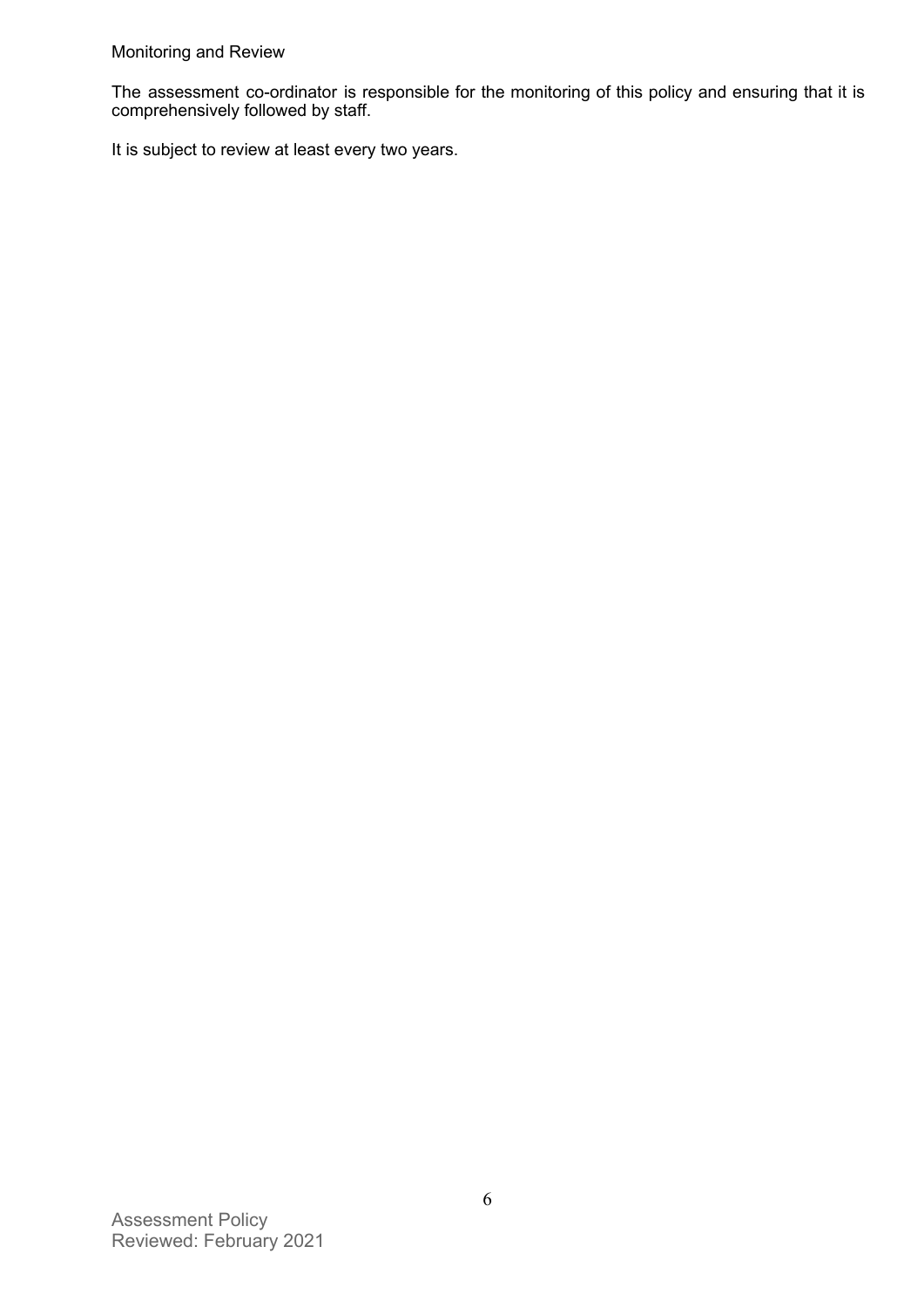## Monitoring and Review

The assessment co-ordinator is responsible for the monitoring of this policy and ensuring that it is comprehensively followed by staff.

It is subject to review at least every two years.